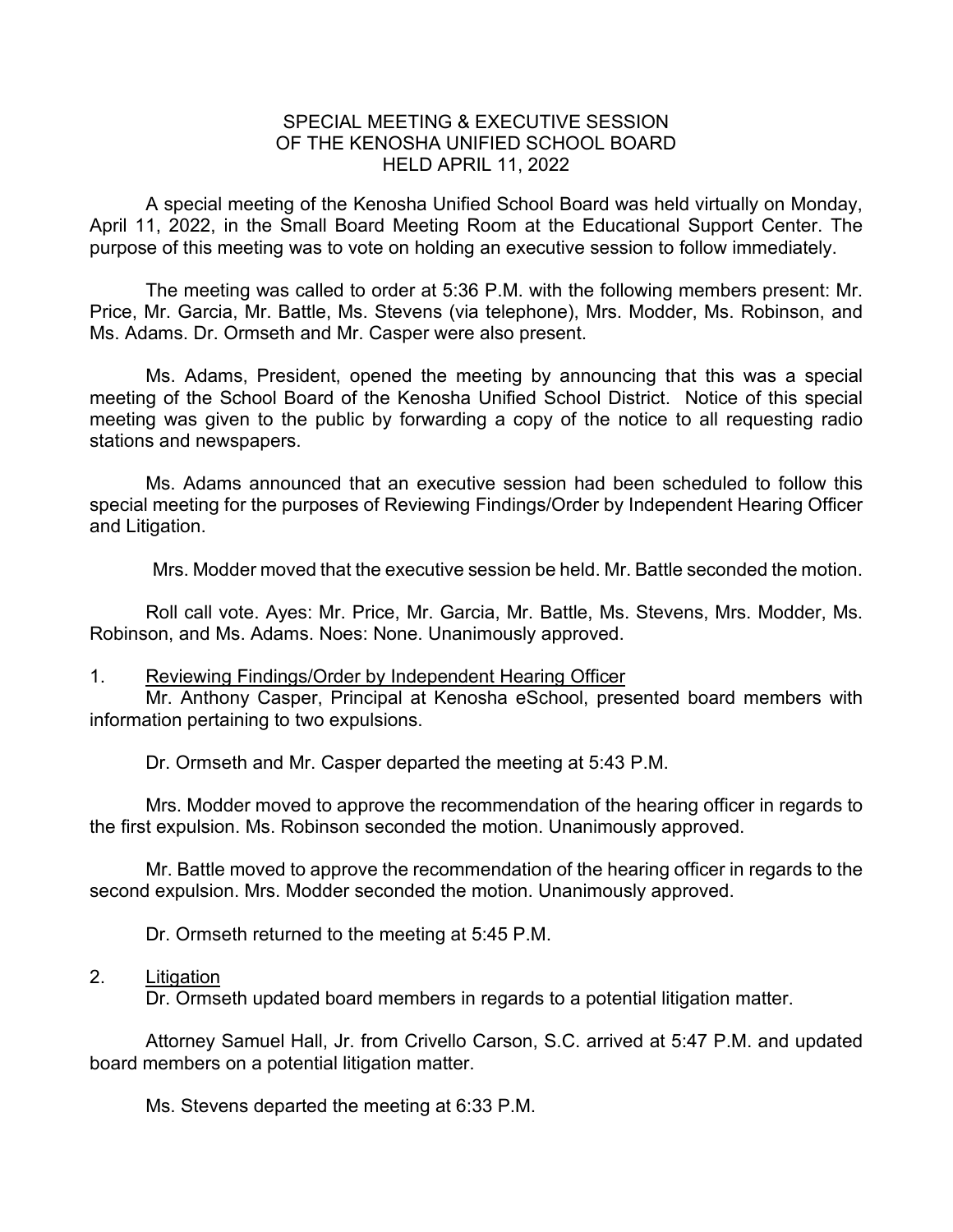# SPECIAL MEETING & EXECUTIVE SESSION OF THE KENOSHA UNIFIED SCHOOL BOARD HELD APRIL 11, 2022

A special meeting of the Kenosha Unified School Board was held virtually on Monday, April 11, 2022, in the Small Board Meeting Room at the Educational Support Center. The purpose of this meeting was to vote on holding an executive session to follow immediately.

The meeting was called to order at 5:36 P.M. with the following members present: Mr. Price, Mr. Garcia, Mr. Battle, Ms. Stevens (via telephone), Mrs. Modder, Ms. Robinson, and Ms. Adams. Dr. Ormseth and Mr. Casper were also present.

Ms. Adams, President, opened the meeting by announcing that this was a special meeting of the School Board of the Kenosha Unified School District. Notice of this special meeting was given to the public by forwarding a copy of the notice to all requesting radio stations and newspapers.

Ms. Adams announced that an executive session had been scheduled to follow this special meeting for the purposes of Reviewing Findings/Order by Independent Hearing Officer and Litigation.

Mrs. Modder moved that the executive session be held. Mr. Battle seconded the motion.

Roll call vote. Ayes: Mr. Price, Mr. Garcia, Mr. Battle, Ms. Stevens, Mrs. Modder, Ms. Robinson, and Ms. Adams. Noes: None. Unanimously approved.

1. Reviewing Findings/Order by Independent Hearing Officer

Mr. Anthony Casper, Principal at Kenosha eSchool, presented board members with information pertaining to two expulsions.

Dr. Ormseth and Mr. Casper departed the meeting at 5:43 P.M.

Mrs. Modder moved to approve the recommendation of the hearing officer in regards to the first expulsion. Ms. Robinson seconded the motion. Unanimously approved.

Mr. Battle moved to approve the recommendation of the hearing officer in regards to the second expulsion. Mrs. Modder seconded the motion. Unanimously approved.

Dr. Ormseth returned to the meeting at 5:45 P.M.

2. Litigation

Dr. Ormseth updated board members in regards to a potential litigation matter.

Attorney Samuel Hall, Jr. from Crivello Carson, S.C. arrived at 5:47 P.M. and updated board members on a potential litigation matter.

Ms. Stevens departed the meeting at 6:33 P.M.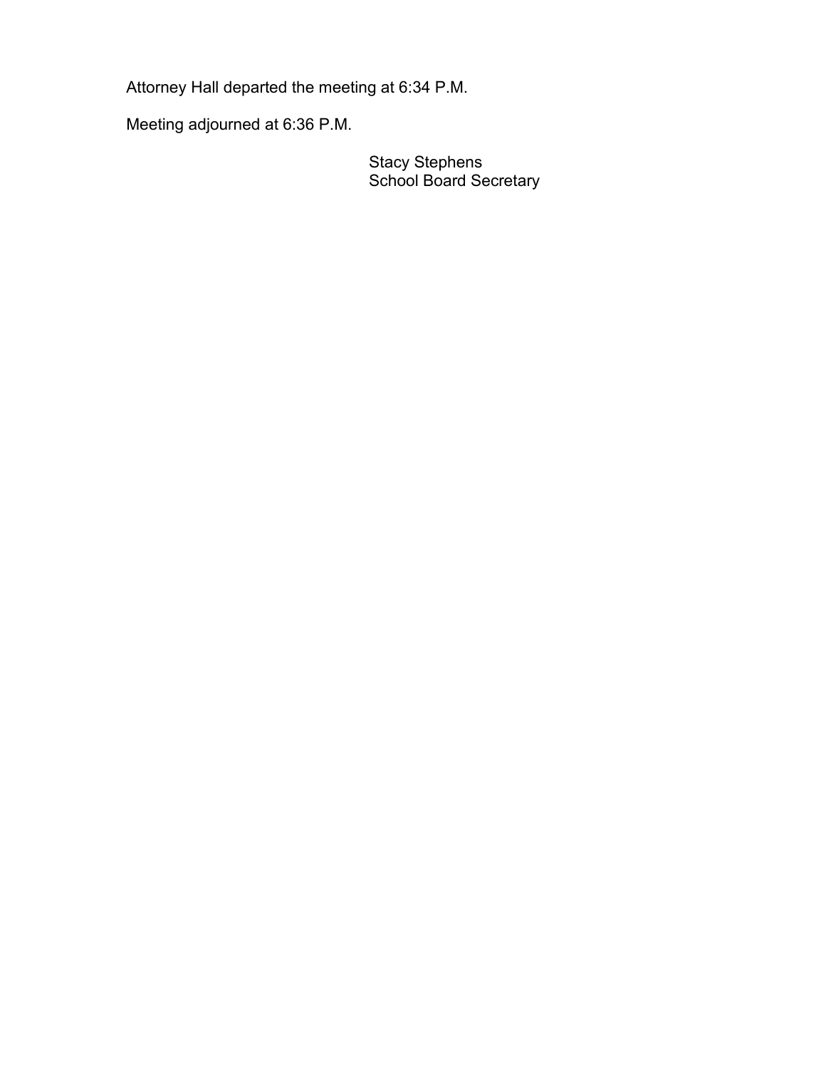Attorney Hall departed the meeting at 6:34 P.M.

Meeting adjourned at 6:36 P.M.

Stacy Stephens
School Board Secretary